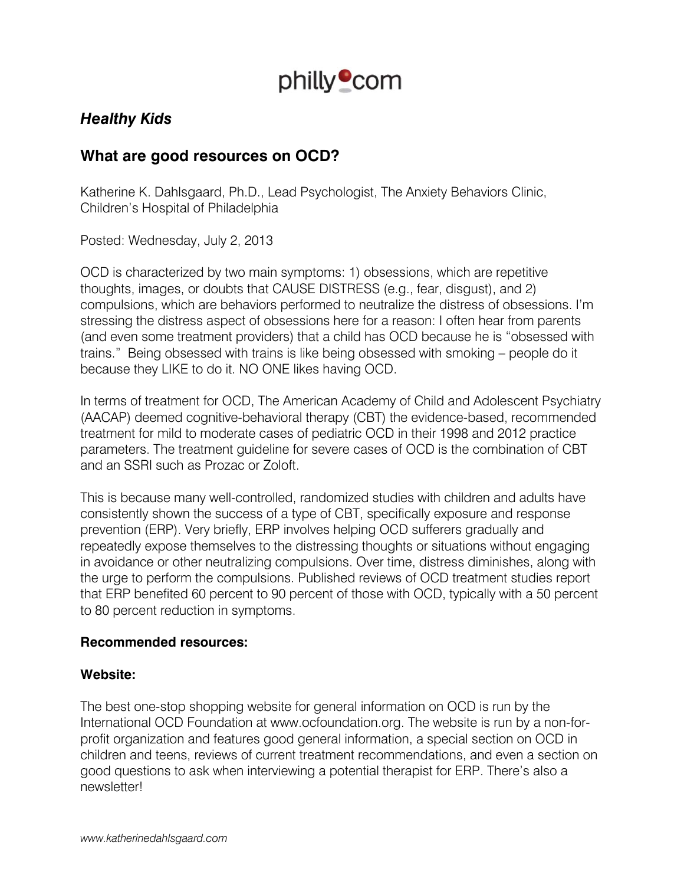philly.com

## *Healthy Kids*

# What are good resources on OCD?

Katherine K. Dahlsgaard, Ph.D., Lead Psychologist, The Anxiety Behaviors Clinic, Children's Hospital of Philadelphia

Posted: Wednesday, July 2, 2013

OCD is characterized by two main symptoms: 1) obsessions, which are repetitive thoughts, images, or doubts that CAUSE DISTRESS (e.g., fear, disgust), and 2) compulsions, which are behaviors performed to neutralize the distress of obsessions. I'm stressing the distress aspect of obsessions here for a reason: I often hear from parents (and even some treatment providers) that a child has OCD because he is "obsessed with trains." Being obsessed with trains is like being obsessed with smoking – people do it because they LIKE to do it. NO ONE likes having OCD.

In terms of treatment for OCD, The American Academy of Child and Adolescent Psychiatry (AACAP) deemed cognitive-behavioral therapy (CBT) the evidence-based, recommended treatment for mild to moderate cases of pediatric OCD in their 1998 and 2012 practice parameters. The treatment guideline for severe cases of OCD is the combination of CBT and an SSRI such as Prozac or Zoloft.

This is because many well-controlled, randomized studies with children and adults have consistently shown the success of a type of CBT, specifically exposure and response prevention (ERP). Very briefly, ERP involves helping OCD sufferers gradually and repeatedly expose themselves to the distressing thoughts or situations without engaging in avoidance or other neutralizing compulsions. Over time, distress diminishes, along with the urge to perform the compulsions. Published reviews of OCD treatment studies report that ERP benefited 60 percent to 90 percent of those with OCD, typically with a 50 percent to 80 percent reduction in symptoms.

**Recommended resources:**

**Website:**

The best one-stop shopping website for general information on OCD is run by the International OCD Foundation at www.ocfoundation.org. The website is run by a non-for-profit organization and features good general information, a special section on OCD in children and teens, reviews of current treatment recommendations, and even a section on good questions to ask when interviewing a potential therapist for ERP. There's also a newsletter!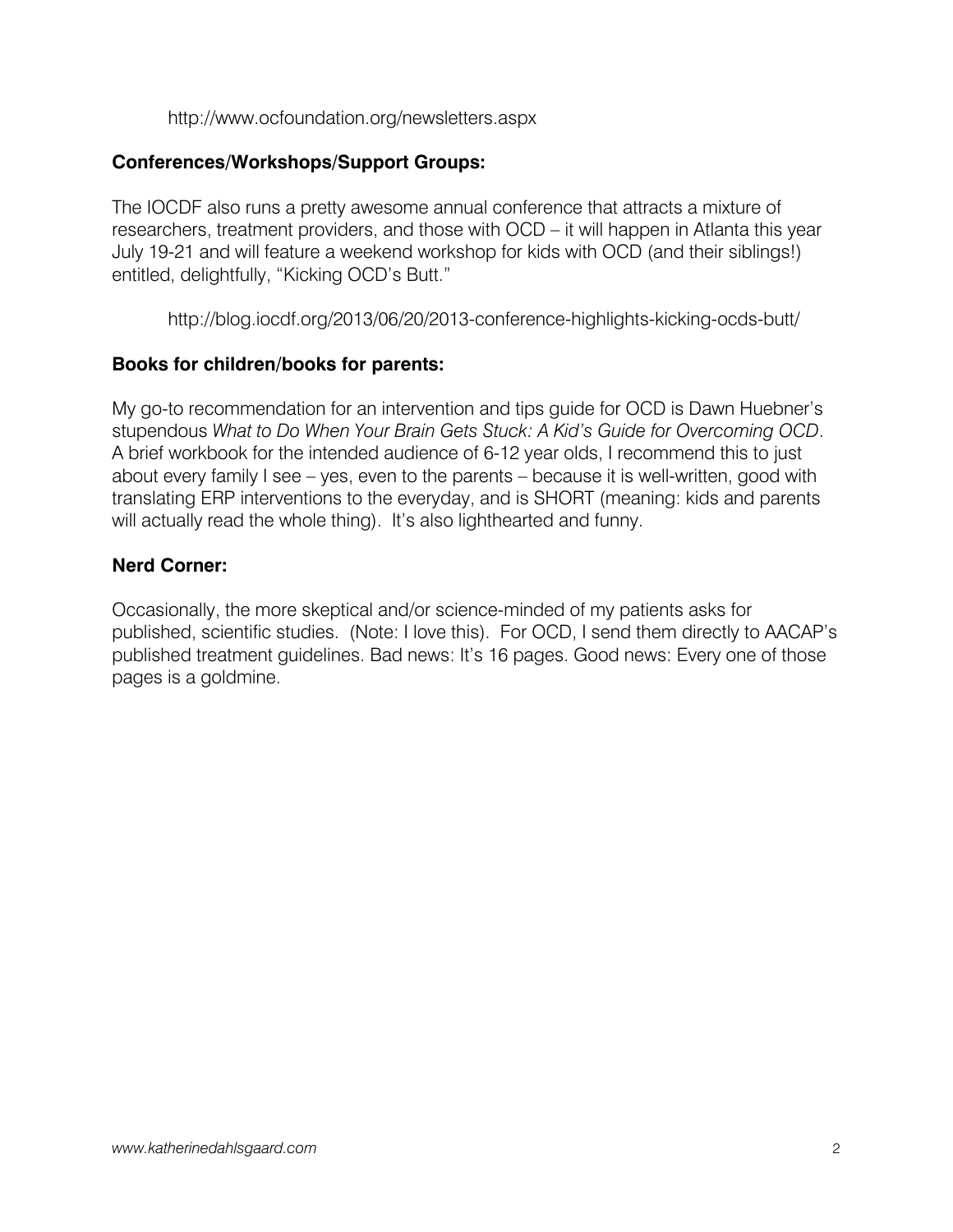http://www.ocfoundation.org/newsletters.aspx

**Conferences/Workshops/Support Groups:**

The IOCDF also runs a pretty awesome annual conference that attracts a mixture of researchers, treatment providers, and those with OCD – it will happen in Atlanta this year July 19-21 and will feature a weekend workshop for kids with OCD (and their siblings!) entitled, delightfully, "Kicking OCD's Butt."

http://blog.iocdf.org/2013/06/20/2013-conference-highlights-kicking-ocds-butt/

**Books for children/books for parents:**

My go-to recommendation for an intervention and tips guide for OCD is Dawn Huebner's stupendous *What to Do When Your Brain Gets Stuck: A Kid's Guide for Overcoming OCD*. A brief workbook for the intended audience of 6-12 year olds, I recommend this to just about every family I see – yes, even to the parents – because it is well-written, good with translating ERP interventions to the everyday, and is SHORT (meaning: kids and parents will actually read the whole thing). It's also lighthearted and funny.

**Nerd Corner:**

Occasionally, the more skeptical and/or science-minded of my patients asks for published, scientific studies. (Note: I love this). For OCD, I send them directly to AACAP's published treatment guidelines. Bad news: It's 16 pages. Good news: Every one of those pages is a goldmine.

*www.katherinedahlsgaard.com*